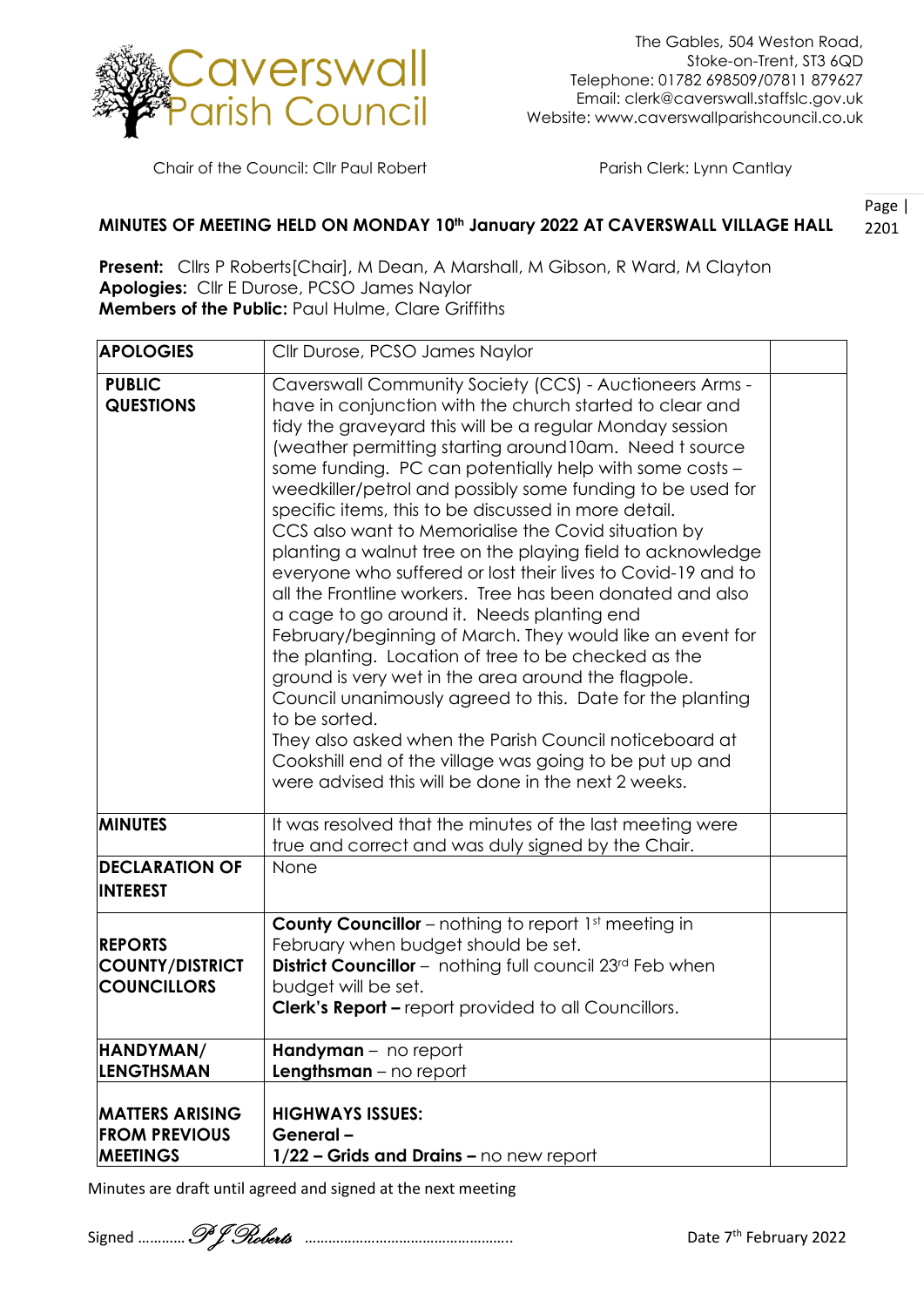# Caverswall Parish Council

The Gables, 504 Weston Road,
Stoke-on-Trent, ST3 6QD
Telephone: 01782 698509/07811 879627
Email: clerk@caverswall.staffslc.gov.uk
Website: www.caverswallparishcouncil.co.uk

Chair of the Council: Cllr Paul Robert | Parish Clerk: Lynn Cantlay

Page | 2201

## MINUTES OF MEETING HELD ON MONDAY 10th January 2022 AT CAVERSWALL VILLAGE HALL

**Present:** Cllrs P Roberts[Chair], M Dean, A Marshall, M Gibson, R Ward, M Clayton
**Apologies:** Cllr E Durose, PCSO James Naylor
**Members of the Public:** Paul Hulme, Clare Griffiths

| | | |
|---|---|---|
| **APOLOGIES** | Cllr Durose, PCSO James Naylor | |
| **PUBLIC QUESTIONS** | Caverswall Community Society (CCS) - Auctioneers Arms - have in conjunction with the church started to clear and tidy the graveyard this will be a regular Monday session (weather permitting starting around10am. Need t source some funding. PC can potentially help with some costs – weedkiller/petrol and possibly some funding to be used for specific items, this to be discussed in more detail.<br>CCS also want to Memorialise the Covid situation by planting a walnut tree on the playing field to acknowledge everyone who suffered or lost their lives to Covid-19 and to all the Frontline workers. Tree has been donated and also a cage to go around it. Needs planting end February/beginning of March. They would like an event for the planting. Location of tree to be checked as the ground is very wet in the area around the flagpole. Council unanimously agreed to this. Date for the planting to be sorted.<br>They also asked when the Parish Council noticeboard at Cookshill end of the village was going to be put up and were advised this will be done in the next 2 weeks. | |
| **MINUTES** | It was resolved that the minutes of the last meeting were true and correct and was duly signed by the Chair. | |
| **DECLARATION OF INTEREST** | None | |
| **REPORTS COUNTY/DISTRICT COUNCILLORS** | **County Councillor** – nothing to report 1st meeting in February when budget should be set.<br>**District Councillor** – nothing full council 23rd Feb when budget will be set.<br>**Clerk's Report –** report provided to all Councillors. | |
| **HANDYMAN/ LENGTHSMAN** | **Handyman** – no report<br>**Lengthsman** – no report | |
| **MATTERS ARISING FROM PREVIOUS MEETINGS** | **HIGHWAYS ISSUES:**<br>**General –**<br>**1/22 – Grids and Drains –** no new report | |

Minutes are draft until agreed and signed at the next meeting

Signed ………… *P J Roberts* …………………………………………….. Date 7th February 2022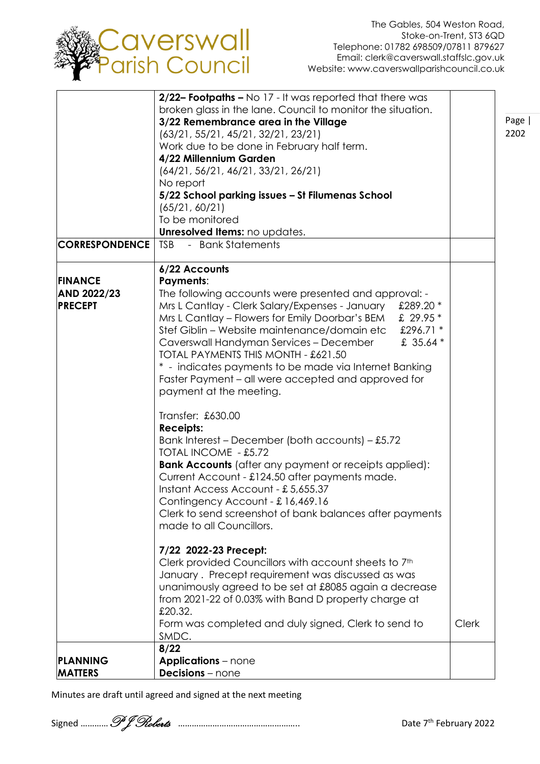| | | |
|---|---|---|
| | **2/22– Footpaths –** No 17 - It was reported that there was broken glass in the lane. Council to monitor the situation.<br>**3/22 Remembrance area in the Village**<br>(63/21, 55/21, 45/21, 32/21, 23/21)<br>Work due to be done in February half term.<br>**4/22 Millennium Garden**<br>(64/21, 56/21, 46/21, 33/21, 26/21)<br>No report<br>**5/22 School parking issues – St Filumenas School**<br>(65/21, 60/21)<br>To be monitored<br>**Unresolved Items:** no updates. | |
| **CORRESPONDENCE** | TSB - Bank Statements | |
| **FINANCE AND 2022/23 PRECEPT** | **6/22 Accounts**<br>**Payments**:<br>The following accounts were presented and approval: -<br>Mrs L Cantlay - Clerk Salary/Expenses - January £289.20 *<br>Mrs L Cantlay – Flowers for Emily Doorbar's BEM £ 29.95 *<br>Stef Giblin – Website maintenance/domain etc £296.71 *<br>Caverswall Handyman Services – December £ 35.64 *<br>TOTAL PAYMENTS THIS MONTH - £621.50<br>* - indicates payments to be made via Internet Banking Faster Payment – all were accepted and approved for payment at the meeting.<br><br>Transfer: £630.00<br>**Receipts:**<br>Bank Interest – December (both accounts) – £5.72<br>TOTAL INCOME - £5.72<br>**Bank Accounts** (after any payment or receipts applied):<br>Current Account - £124.50 after payments made.<br>Instant Access Account - £ 5,655.37<br>Contingency Account - £ 16,469.16<br>Clerk to send screenshot of bank balances after payments made to all Councillors.<br><br>**7/22 2022-23 Precept:**<br>Clerk provided Councillors with account sheets to 7th January . Precept requirement was discussed as was unanimously agreed to be set at £8085 again a decrease from 2021-22 of 0.03% with Band D property charge at £20.32.<br>Form was completed and duly signed, Clerk to send to SMDC. | Clerk |
| **PLANNING MATTERS** | **8/22**<br>**Applications** – none<br>**Decisions** – none | |

Minutes are draft until agreed and signed at the next meeting

Signed ………… *P J Roberts* …………………………………………….. Date 7th February 2022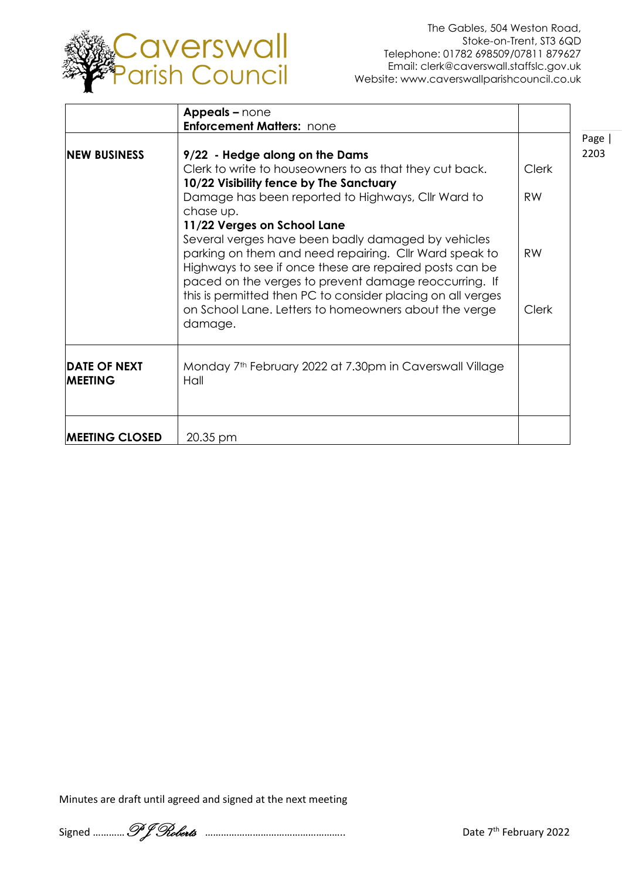Caverswall Parish Council

The Gables, 504 Weston Road,
Stoke-on-Trent, ST3 6QD
Telephone: 01782 698509/07811 879627
Email: clerk@caverswall.staffslc.gov.uk
Website: www.caverswallparishcouncil.co.uk

| | | |
|---|---|---|
| | **Appeals –** none<br>**Enforcement Matters:** none | |
| **NEW BUSINESS** | **9/22 - Hedge along on the Dams**<br>Clerk to write to houseowners to as that they cut back.<br>**10/22 Visibility fence by The Sanctuary**<br>Damage has been reported to Highways, Cllr Ward to chase up.<br>**11/22 Verges on School Lane**<br>Several verges have been badly damaged by vehicles parking on them and need repairing. Cllr Ward speak to Highways to see if once these are repaired posts can be paced on the verges to prevent damage reoccurring. If this is permitted then PC to consider placing on all verges on School Lane. Letters to homeowners about the verge damage. | Clerk<br><br>RW<br><br><br>RW<br><br><br>Clerk |
| **DATE OF NEXT MEETING** | Monday 7th February 2022 at 7.30pm in Caverswall Village Hall | |
| **MEETING CLOSED** | 20.35 pm | |

Minutes are draft until agreed and signed at the next meeting

Signed ………… P J Roberts …………………………………………….. Date 7th February 2022